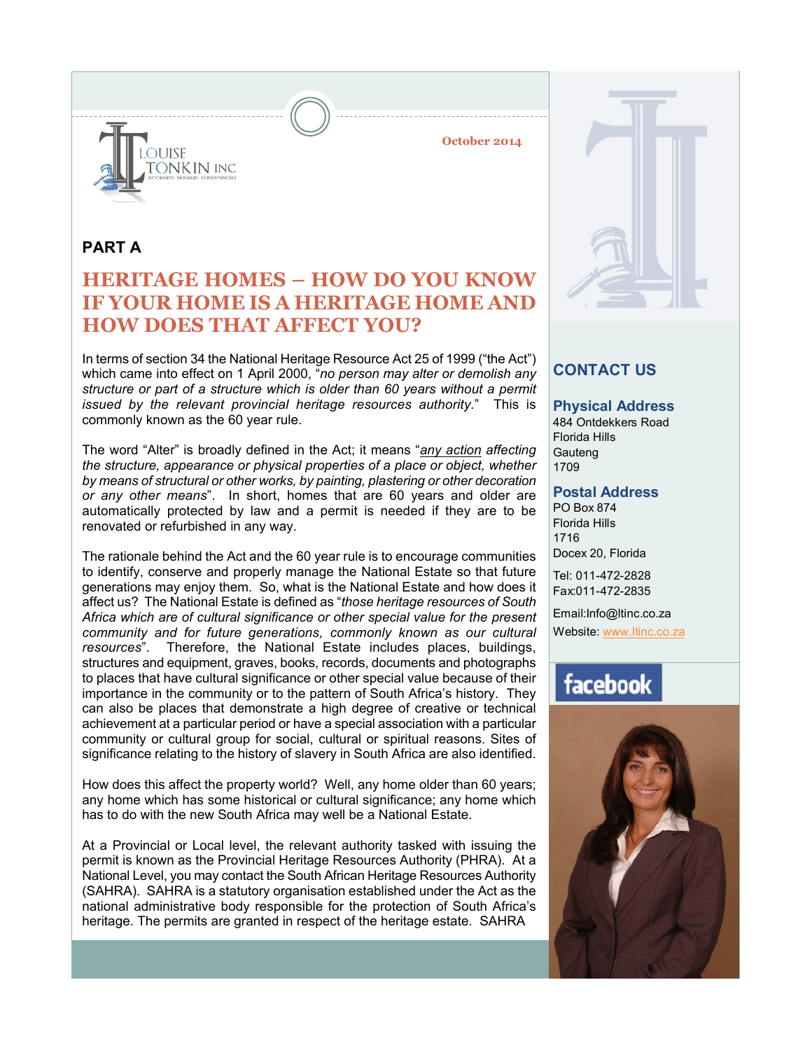LOUISE TONKIN INC

ATTORNEYS · NOTARIES · CONVEYANCERS

October 2014

## PART A

# HERITAGE HOMES – HOW DO YOU KNOW IF YOUR HOME IS A HERITAGE HOME AND HOW DOES THAT AFFECT YOU?

In terms of section 34 the National Heritage Resource Act 25 of 1999 ("the Act") which came into effect on 1 April 2000, "*no person may alter or demolish any structure or part of a structure which is older than 60 years without a permit issued by the relevant provincial heritage resources authority.*" This is commonly known as the 60 year rule.

The word "Alter" is broadly defined in the Act; it means "*any action affecting the structure, appearance or physical properties of a place or object, whether by means of structural or other works, by painting, plastering or other decoration or any other means*". In short, homes that are 60 years and older are automatically protected by law and a permit is needed if they are to be renovated or refurbished in any way.

The rationale behind the Act and the 60 year rule is to encourage communities to identify, conserve and properly manage the National Estate so that future generations may enjoy them. So, what is the National Estate and how does it affect us? The National Estate is defined as "*those heritage resources of South Africa which are of cultural significance or other special value for the present community and for future generations, commonly known as our cultural resources*". Therefore, the National Estate includes places, buildings, structures and equipment, graves, books, records, documents and photographs to places that have cultural significance or other special value because of their importance in the community or to the pattern of South Africa's history. They can also be places that demonstrate a high degree of creative or technical achievement at a particular period or have a special association with a particular community or cultural group for social, cultural or spiritual reasons. Sites of significance relating to the history of slavery in South Africa are also identified.

How does this affect the property world? Well, any home older than 60 years; any home which has some historical or cultural significance; any home which has to do with the new South Africa may well be a National Estate.

At a Provincial or Local level, the relevant authority tasked with issuing the permit is known as the Provincial Heritage Resources Authority (PHRA). At a National Level, you may contact the South African Heritage Resources Authority (SAHRA). SAHRA is a statutory organisation established under the Act as the national administrative body responsible for the protection of South Africa's heritage. The permits are granted in respect of the heritage estate. SAHRA

## CONTACT US

### Physical Address

484 Ontdekkers Road
Florida Hills
Gauteng
1709

### Postal Address

PO Box 874
Florida Hills
1716
Docex 20, Florida

Tel: 011-472-2828
Fax:011-472-2835

Email:Info@ltinc.co.za
Website: www.ltinc.co.za

facebook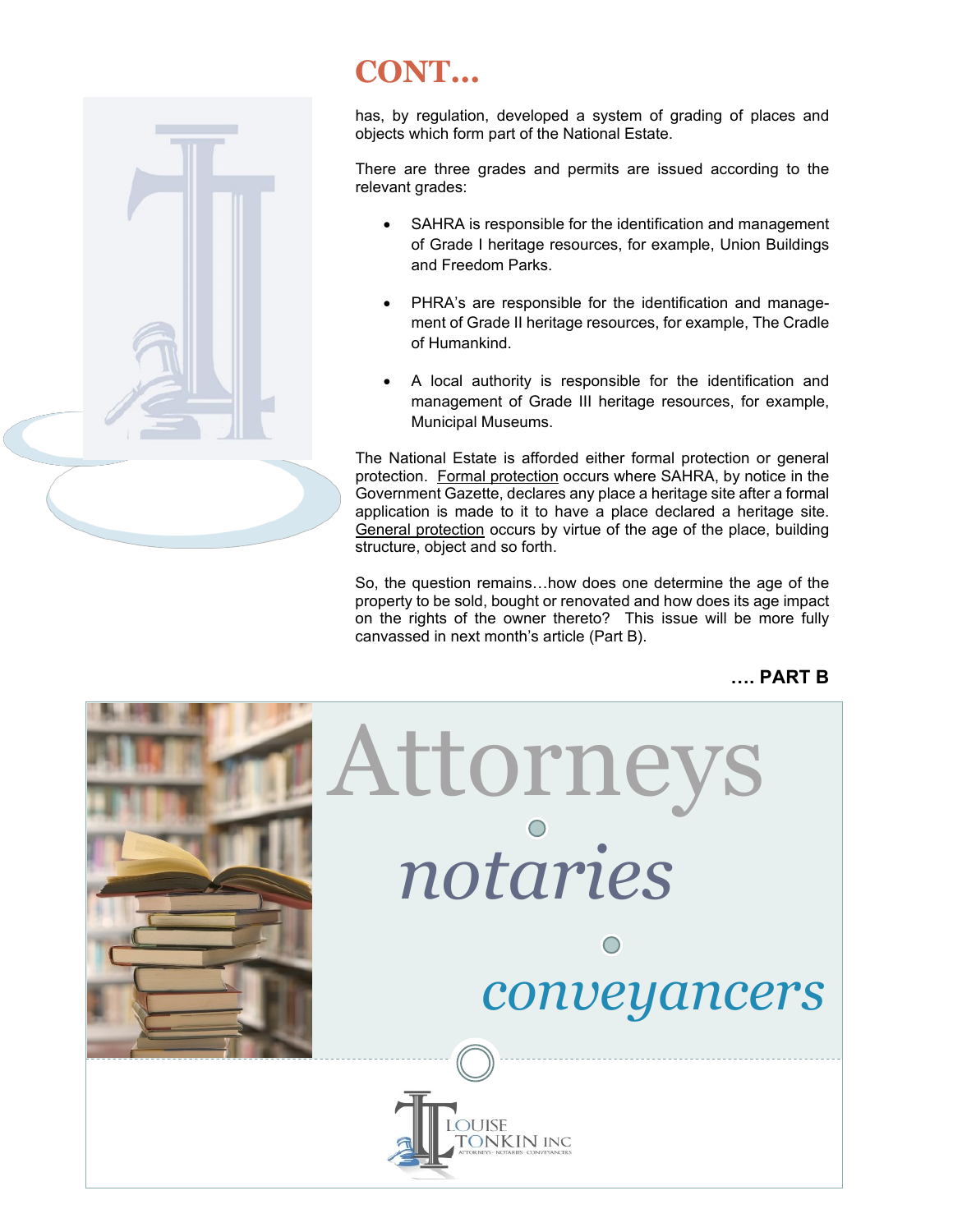# CONT…

has, by regulation, developed a system of grading of places and objects which form part of the National Estate.

There are three grades and permits are issued according to the relevant grades:

- SAHRA is responsible for the identification and management of Grade I heritage resources, for example, Union Buildings and Freedom Parks.
- PHRA's are responsible for the identification and management of Grade II heritage resources, for example, The Cradle of Humankind.
- A local authority is responsible for the identification and management of Grade III heritage resources, for example, Municipal Museums.

The National Estate is afforded either formal protection or general protection. Formal protection occurs where SAHRA, by notice in the Government Gazette, declares any place a heritage site after a formal application is made to it to have a place declared a heritage site. General protection occurs by virtue of the age of the place, building structure, object and so forth.

So, the question remains…how does one determine the age of the property to be sold, bought or renovated and how does its age impact on the rights of the owner thereto? This issue will be more fully canvassed in next month's article (Part B).

**…. PART B**

Attorneys

*notaries*

*conveyancers*

LOUISE TONKIN INC

ATTORNEYS · NOTARIES · CONVEYANCERS